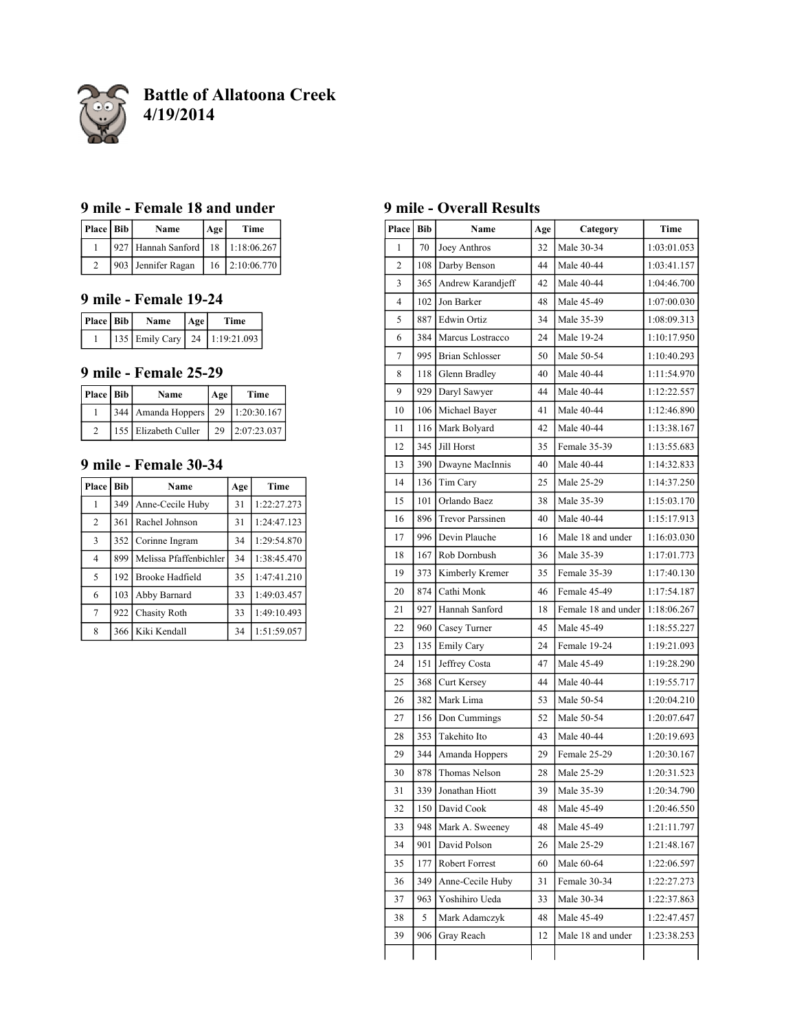# Battle of Allatoona Creek
# 4/19/2014

## 9 mile - Female 18 and under

| Place | Bib | Name | Age | Time |
|---|---|---|---|---|
| 1 | 927 | Hannah Sanford | 18 | 1:18:06.267 |
| 2 | 903 | Jennifer Ragan | 16 | 2:10:06.770 |

## 9 mile - Female 19-24

| Place | Bib | Name | Age | Time |
|---|---|---|---|---|
| 1 | 135 | Emily Cary | 24 | 1:19:21.093 |

## 9 mile - Female 25-29

| Place | Bib | Name | Age | Time |
|---|---|---|---|---|
| 1 | 344 | Amanda Hoppers | 29 | 1:20:30.167 |
| 2 | 155 | Elizabeth Culler | 29 | 2:07:23.037 |

## 9 mile - Female 30-34

| Place | Bib | Name | Age | Time |
|---|---|---|---|---|
| 1 | 349 | Anne-Cecile Huby | 31 | 1:22:27.273 |
| 2 | 361 | Rachel Johnson | 31 | 1:24:47.123 |
| 3 | 352 | Corinne Ingram | 34 | 1:29:54.870 |
| 4 | 899 | Melissa Pfaffenbichler | 34 | 1:38:45.470 |
| 5 | 192 | Brooke Hadfield | 35 | 1:47:41.210 |
| 6 | 103 | Abby Barnard | 33 | 1:49:03.457 |
| 7 | 922 | Chasity Roth | 33 | 1:49:10.493 |
| 8 | 366 | Kiki Kendall | 34 | 1:51:59.057 |

## 9 mile - Overall Results

| Place | Bib | Name | Age | Category | Time |
|---|---|---|---|---|---|
| 1 | 70 | Joey Anthros | 32 | Male 30-34 | 1:03:01.053 |
| 2 | 108 | Darby Benson | 44 | Male 40-44 | 1:03:41.157 |
| 3 | 365 | Andrew Karandjeff | 42 | Male 40-44 | 1:04:46.700 |
| 4 | 102 | Jon Barker | 48 | Male 45-49 | 1:07:00.030 |
| 5 | 887 | Edwin Ortiz | 34 | Male 35-39 | 1:08:09.313 |
| 6 | 384 | Marcus Lostracco | 24 | Male 19-24 | 1:10:17.950 |
| 7 | 995 | Brian Schlosser | 50 | Male 50-54 | 1:10:40.293 |
| 8 | 118 | Glenn Bradley | 40 | Male 40-44 | 1:11:54.970 |
| 9 | 929 | Daryl Sawyer | 44 | Male 40-44 | 1:12:22.557 |
| 10 | 106 | Michael Bayer | 41 | Male 40-44 | 1:12:46.890 |
| 11 | 116 | Mark Bolyard | 42 | Male 40-44 | 1:13:38.167 |
| 12 | 345 | Jill Horst | 35 | Female 35-39 | 1:13:55.683 |
| 13 | 390 | Dwayne MacInnis | 40 | Male 40-44 | 1:14:32.833 |
| 14 | 136 | Tim Cary | 25 | Male 25-29 | 1:14:37.250 |
| 15 | 101 | Orlando Baez | 38 | Male 35-39 | 1:15:03.170 |
| 16 | 896 | Trevor Parssinen | 40 | Male 40-44 | 1:15:17.913 |
| 17 | 996 | Devin Plauche | 16 | Male 18 and under | 1:16:03.030 |
| 18 | 167 | Rob Dornbush | 36 | Male 35-39 | 1:17:01.773 |
| 19 | 373 | Kimberly Kremer | 35 | Female 35-39 | 1:17:40.130 |
| 20 | 874 | Cathi Monk | 46 | Female 45-49 | 1:17:54.187 |
| 21 | 927 | Hannah Sanford | 18 | Female 18 and under | 1:18:06.267 |
| 22 | 960 | Casey Turner | 45 | Male 45-49 | 1:18:55.227 |
| 23 | 135 | Emily Cary | 24 | Female 19-24 | 1:19:21.093 |
| 24 | 151 | Jeffrey Costa | 47 | Male 45-49 | 1:19:28.290 |
| 25 | 368 | Curt Kersey | 44 | Male 40-44 | 1:19:55.717 |
| 26 | 382 | Mark Lima | 53 | Male 50-54 | 1:20:04.210 |
| 27 | 156 | Don Cummings | 52 | Male 50-54 | 1:20:07.647 |
| 28 | 353 | Takehito Ito | 43 | Male 40-44 | 1:20:19.693 |
| 29 | 344 | Amanda Hoppers | 29 | Female 25-29 | 1:20:30.167 |
| 30 | 878 | Thomas Nelson | 28 | Male 25-29 | 1:20:31.523 |
| 31 | 339 | Jonathan Hiott | 39 | Male 35-39 | 1:20:34.790 |
| 32 | 150 | David Cook | 48 | Male 45-49 | 1:20:46.550 |
| 33 | 948 | Mark A. Sweeney | 48 | Male 45-49 | 1:21:11.797 |
| 34 | 901 | David Polson | 26 | Male 25-29 | 1:21:48.167 |
| 35 | 177 | Robert Forrest | 60 | Male 60-64 | 1:22:06.597 |
| 36 | 349 | Anne-Cecile Huby | 31 | Female 30-34 | 1:22:27.273 |
| 37 | 963 | Yoshihiro Ueda | 33 | Male 30-34 | 1:22:37.863 |
| 38 | 5 | Mark Adamczyk | 48 | Male 45-49 | 1:22:47.457 |
| 39 | 906 | Gray Reach | 12 | Male 18 and under | 1:23:38.253 |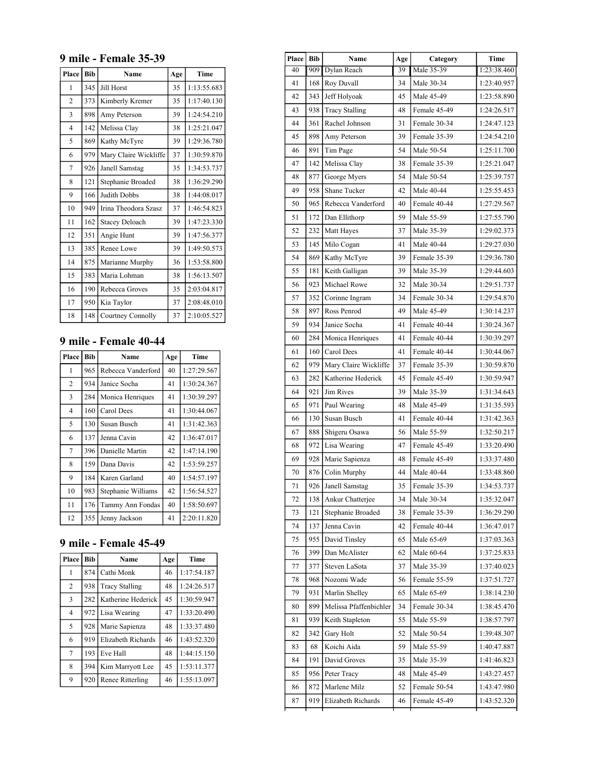## 9 mile - Female 35-39

| Place | Bib | Name | Age | Time |
|---|---|---|---|---|
| 1 | 345 | Jill Horst | 35 | 1:13:55.683 |
| 2 | 373 | Kimberly Kremer | 35 | 1:17:40.130 |
| 3 | 898 | Amy Peterson | 39 | 1:24:54.210 |
| 4 | 142 | Melissa Clay | 38 | 1:25:21.047 |
| 5 | 869 | Kathy McTyre | 39 | 1:29:36.780 |
| 6 | 979 | Mary Claire Wickliffe | 37 | 1:30:59.870 |
| 7 | 926 | Janell Samstag | 35 | 1:34:53.737 |
| 8 | 121 | Stephanie Broaded | 38 | 1:36:29.290 |
| 9 | 166 | Judith Dobbs | 38 | 1:44:08.017 |
| 10 | 949 | Irina Theodora Szasz | 37 | 1:46:54.823 |
| 11 | 162 | Stacey Deloach | 39 | 1:47:23.330 |
| 12 | 351 | Angie Hunt | 39 | 1:47:56.377 |
| 13 | 385 | Renee Lowe | 39 | 1:49:50.573 |
| 14 | 875 | Marianne Murphy | 36 | 1:53:58.800 |
| 15 | 383 | Maria Lohman | 38 | 1:56:13.507 |
| 16 | 190 | Rebecca Groves | 35 | 2:03:04.817 |
| 17 | 950 | Kia Taylor | 37 | 2:08:48.010 |
| 18 | 148 | Courtney Connolly | 37 | 2:10:05.527 |

## 9 mile - Female 40-44

| Place | Bib | Name | Age | Time |
|---|---|---|---|---|
| 1 | 965 | Rebecca Vanderford | 40 | 1:27:29.567 |
| 2 | 934 | Janice Socha | 41 | 1:30:24.367 |
| 3 | 284 | Monica Henriques | 41 | 1:30:39.297 |
| 4 | 160 | Carol Dees | 41 | 1:30:44.067 |
| 5 | 130 | Susan Busch | 41 | 1:31:42.363 |
| 6 | 137 | Jenna Cavin | 42 | 1:36:47.017 |
| 7 | 396 | Danielle Martin | 42 | 1:47:14.190 |
| 8 | 159 | Dana Davis | 42 | 1:53:59.257 |
| 9 | 184 | Karen Garland | 40 | 1:54:57.197 |
| 10 | 983 | Stephanie Williams | 42 | 1:56:54.527 |
| 11 | 176 | Tammy Ann Fondas | 40 | 1:58:50.697 |
| 12 | 355 | Jenny Jackson | 41 | 2:20:11.820 |

## 9 mile - Female 45-49

| Place | Bib | Name | Age | Time |
|---|---|---|---|---|
| 1 | 874 | Cathi Monk | 46 | 1:17:54.187 |
| 2 | 938 | Tracy Stalling | 48 | 1:24:26.517 |
| 3 | 282 | Katherine Hederick | 45 | 1:30:59.947 |
| 4 | 972 | Lisa Wearing | 47 | 1:33:20.490 |
| 5 | 928 | Marie Sapienza | 48 | 1:33:37.480 |
| 6 | 919 | Elizabeth Richards | 46 | 1:43:52.320 |
| 7 | 193 | Eve Hall | 48 | 1:44:15.150 |
| 8 | 394 | Kim Marryott Lee | 45 | 1:53:11.377 |
| 9 | 920 | Renee Ritterling | 46 | 1:55:13.097 |

| Place | Bib | Name | Age | Category | Time |
|---|---|---|---|---|---|
| 40 | 909 | Dylan Reach | 39 | Male 35-39 | 1:23:38.460 |
| 41 | 168 | Roy Duvall | 34 | Male 30-34 | 1:23:40.957 |
| 42 | 343 | Jeff Holyoak | 45 | Male 45-49 | 1:23:58.890 |
| 43 | 938 | Tracy Stalling | 48 | Female 45-49 | 1:24:26.517 |
| 44 | 361 | Rachel Johnson | 31 | Female 30-34 | 1:24:47.123 |
| 45 | 898 | Amy Peterson | 39 | Female 35-39 | 1:24:54.210 |
| 46 | 891 | Tim Page | 54 | Male 50-54 | 1:25:11.700 |
| 47 | 142 | Melissa Clay | 38 | Female 35-39 | 1:25:21.047 |
| 48 | 877 | George Myers | 54 | Male 50-54 | 1:25:39.757 |
| 49 | 958 | Shane Tucker | 42 | Male 40-44 | 1:25:55.453 |
| 50 | 965 | Rebecca Vanderford | 40 | Female 40-44 | 1:27:29.567 |
| 51 | 172 | Dan Ellithorp | 59 | Male 55-59 | 1:27:55.790 |
| 52 | 232 | Matt Hayes | 37 | Male 35-39 | 1:29:02.373 |
| 53 | 145 | Milo Cogan | 41 | Male 40-44 | 1:29:27.030 |
| 54 | 869 | Kathy McTyre | 39 | Female 35-39 | 1:29:36.780 |
| 55 | 181 | Keith Galligan | 39 | Male 35-39 | 1:29:44.603 |
| 56 | 923 | Michael Rowe | 32 | Male 30-34 | 1:29:51.737 |
| 57 | 352 | Corinne Ingram | 34 | Female 30-34 | 1:29:54.870 |
| 58 | 897 | Ross Penrod | 49 | Male 45-49 | 1:30:14.237 |
| 59 | 934 | Janice Socha | 41 | Female 40-44 | 1:30:24.367 |
| 60 | 284 | Monica Henriques | 41 | Female 40-44 | 1:30:39.297 |
| 61 | 160 | Carol Dees | 41 | Female 40-44 | 1:30:44.067 |
| 62 | 979 | Mary Claire Wickliffe | 37 | Female 35-39 | 1:30:59.870 |
| 63 | 282 | Katherine Hederick | 45 | Female 45-49 | 1:30:59.947 |
| 64 | 921 | Jim Rives | 39 | Male 35-39 | 1:31:34.643 |
| 65 | 971 | Paul Wearing | 48 | Male 45-49 | 1:31:35.593 |
| 66 | 130 | Susan Busch | 41 | Female 40-44 | 1:31:42.363 |
| 67 | 888 | Shigeru Osawa | 56 | Male 55-59 | 1:32:50.217 |
| 68 | 972 | Lisa Wearing | 47 | Female 45-49 | 1:33:20.490 |
| 69 | 928 | Marie Sapienza | 48 | Female 45-49 | 1:33:37.480 |
| 70 | 876 | Colin Murphy | 44 | Male 40-44 | 1:33:48.860 |
| 71 | 926 | Janell Samstag | 35 | Female 35-39 | 1:34:53.737 |
| 72 | 138 | Ankur Chatterjee | 34 | Male 30-34 | 1:35:32.047 |
| 73 | 121 | Stephanie Broaded | 38 | Female 35-39 | 1:36:29.290 |
| 74 | 137 | Jenna Cavin | 42 | Female 40-44 | 1:36:47.017 |
| 75 | 955 | David Tinsley | 65 | Male 65-69 | 1:37:03.363 |
| 76 | 399 | Dan McAlister | 62 | Male 60-64 | 1:37:25.833 |
| 77 | 377 | Steven LaSota | 37 | Male 35-39 | 1:37:40.023 |
| 78 | 968 | Nozomi Wade | 56 | Female 55-59 | 1:37:51.727 |
| 79 | 931 | Marlin Shelley | 65 | Male 65-69 | 1:38:14.230 |
| 80 | 899 | Melissa Pfaffenbichler | 34 | Female 30-34 | 1:38:45.470 |
| 81 | 939 | Keith Stapleton | 55 | Male 55-59 | 1:38:57.797 |
| 82 | 342 | Gary Holt | 52 | Male 50-54 | 1:39:48.307 |
| 83 | 68 | Koichi Aida | 59 | Male 55-59 | 1:40:47.887 |
| 84 | 191 | David Groves | 35 | Male 35-39 | 1:41:46.823 |
| 85 | 956 | Peter Tracy | 48 | Male 45-49 | 1:43:27.457 |
| 86 | 872 | Marlene Milz | 52 | Female 50-54 | 1:43:47.980 |
| 87 | 919 | Elizabeth Richards | 46 | Female 45-49 | 1:43:52.320 |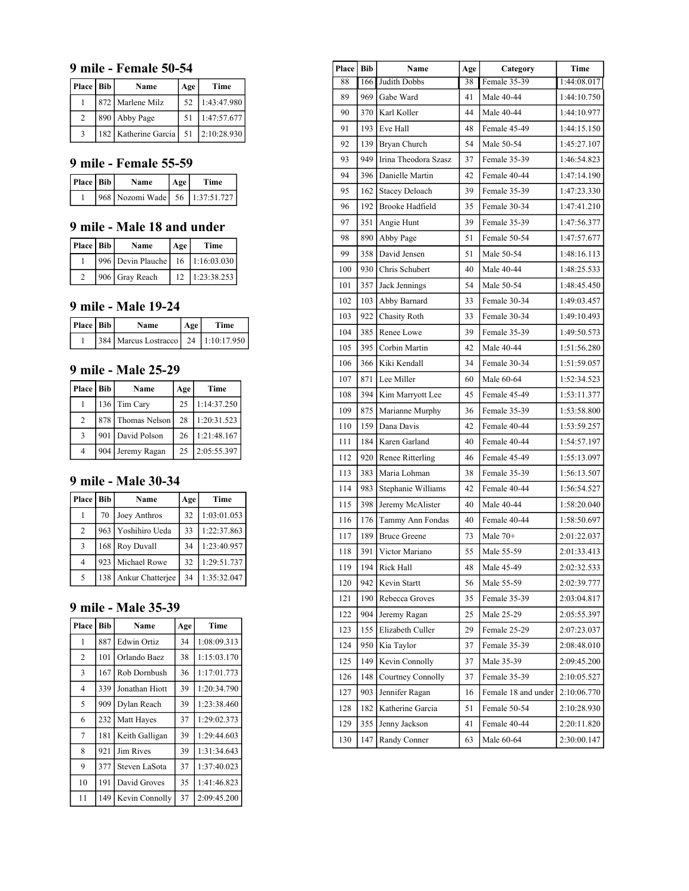## 9 mile - Female 50-54

| Place | Bib | Name | Age | Time |
|---|---|---|---|---|
| 1 | 872 | Marlene Milz | 52 | 1:43:47.980 |
| 2 | 890 | Abby Page | 51 | 1:47:57.677 |
| 3 | 182 | Katherine Garcia | 51 | 2:10:28.930 |

## 9 mile - Female 55-59

| Place | Bib | Name | Age | Time |
|---|---|---|---|---|
| 1 | 968 | Nozomi Wade | 56 | 1:37:51.727 |

## 9 mile - Male 18 and under

| Place | Bib | Name | Age | Time |
|---|---|---|---|---|
| 1 | 996 | Devin Plauche | 16 | 1:16:03.030 |
| 2 | 906 | Gray Reach | 12 | 1:23:38.253 |

## 9 mile - Male 19-24

| Place | Bib | Name | Age | Time |
|---|---|---|---|---|
| 1 | 384 | Marcus Lostracco | 24 | 1:10:17.950 |

## 9 mile - Male 25-29

| Place | Bib | Name | Age | Time |
|---|---|---|---|---|
| 1 | 136 | Tim Cary | 25 | 1:14:37.250 |
| 2 | 878 | Thomas Nelson | 28 | 1:20:31.523 |
| 3 | 901 | David Polson | 26 | 1:21:48.167 |
| 4 | 904 | Jeremy Ragan | 25 | 2:05:55.397 |

## 9 mile - Male 30-34

| Place | Bib | Name | Age | Time |
|---|---|---|---|---|
| 1 | 70 | Joey Anthros | 32 | 1:03:01.053 |
| 2 | 963 | Yoshihiro Ueda | 33 | 1:22:37.863 |
| 3 | 168 | Roy Duvall | 34 | 1:23:40.957 |
| 4 | 923 | Michael Rowe | 32 | 1:29:51.737 |
| 5 | 138 | Ankur Chatterjee | 34 | 1:35:32.047 |

## 9 mile - Male 35-39

| Place | Bib | Name | Age | Time |
|---|---|---|---|---|
| 1 | 887 | Edwin Ortiz | 34 | 1:08:09.313 |
| 2 | 101 | Orlando Baez | 38 | 1:15:03.170 |
| 3 | 167 | Rob Dornbush | 36 | 1:17:01.773 |
| 4 | 339 | Jonathan Hiott | 39 | 1:20:34.790 |
| 5 | 909 | Dylan Reach | 39 | 1:23:38.460 |
| 6 | 232 | Matt Hayes | 37 | 1:29:02.373 |
| 7 | 181 | Keith Galligan | 39 | 1:29:44.603 |
| 8 | 921 | Jim Rives | 39 | 1:31:34.643 |
| 9 | 377 | Steven LaSota | 37 | 1:37:40.023 |
| 10 | 191 | David Groves | 35 | 1:41:46.823 |
| 11 | 149 | Kevin Connolly | 37 | 2:09:45.200 |

| Place | Bib | Name | Age | Category | Time |
|---|---|---|---|---|---|
| 88 | 166 | Judith Dobbs | 38 | Female 35-39 | 1:44:08.017 |
| 89 | 969 | Gabe Ward | 41 | Male 40-44 | 1:44:10.750 |
| 90 | 370 | Karl Koller | 44 | Male 40-44 | 1:44:10.977 |
| 91 | 193 | Eve Hall | 48 | Female 45-49 | 1:44:15.150 |
| 92 | 139 | Bryan Church | 54 | Male 50-54 | 1:45:27.107 |
| 93 | 949 | Irina Theodora Szasz | 37 | Female 35-39 | 1:46:54.823 |
| 94 | 396 | Danielle Martin | 42 | Female 40-44 | 1:47:14.190 |
| 95 | 162 | Stacey Deloach | 39 | Female 35-39 | 1:47:23.330 |
| 96 | 192 | Brooke Hadfield | 35 | Female 30-34 | 1:47:41.210 |
| 97 | 351 | Angie Hunt | 39 | Female 35-39 | 1:47:56.377 |
| 98 | 890 | Abby Page | 51 | Female 50-54 | 1:47:57.677 |
| 99 | 358 | David Jensen | 51 | Male 50-54 | 1:48:16.113 |
| 100 | 930 | Chris Schubert | 40 | Male 40-44 | 1:48:25.533 |
| 101 | 357 | Jack Jennings | 54 | Male 50-54 | 1:48:45.450 |
| 102 | 103 | Abby Barnard | 33 | Female 30-34 | 1:49:03.457 |
| 103 | 922 | Chasity Roth | 33 | Female 30-34 | 1:49:10.493 |
| 104 | 385 | Renee Lowe | 39 | Female 35-39 | 1:49:50.573 |
| 105 | 395 | Corbin Martin | 42 | Male 40-44 | 1:51:56.280 |
| 106 | 366 | Kiki Kendall | 34 | Female 30-34 | 1:51:59.057 |
| 107 | 871 | Lee Miller | 60 | Male 60-64 | 1:52:34.523 |
| 108 | 394 | Kim Marryott Lee | 45 | Female 45-49 | 1:53:11.377 |
| 109 | 875 | Marianne Murphy | 36 | Female 35-39 | 1:53:58.800 |
| 110 | 159 | Dana Davis | 42 | Female 40-44 | 1:53:59.257 |
| 111 | 184 | Karen Garland | 40 | Female 40-44 | 1:54:57.197 |
| 112 | 920 | Renee Ritterling | 46 | Female 45-49 | 1:55:13.097 |
| 113 | 383 | Maria Lohman | 38 | Female 35-39 | 1:56:13.507 |
| 114 | 983 | Stephanie Williams | 42 | Female 40-44 | 1:56:54.527 |
| 115 | 398 | Jeremy McAlister | 40 | Male 40-44 | 1:58:20.040 |
| 116 | 176 | Tammy Ann Fondas | 40 | Female 40-44 | 1:58:50.697 |
| 117 | 189 | Bruce Greene | 73 | Male 70+ | 2:01:22.037 |
| 118 | 391 | Victor Mariano | 55 | Male 55-59 | 2:01:33.413 |
| 119 | 194 | Rick Hall | 48 | Male 45-49 | 2:02:32.533 |
| 120 | 942 | Kevin Startt | 56 | Male 55-59 | 2:02:39.777 |
| 121 | 190 | Rebecca Groves | 35 | Female 35-39 | 2:03:04.817 |
| 122 | 904 | Jeremy Ragan | 25 | Male 25-29 | 2:05:55.397 |
| 123 | 155 | Elizabeth Culler | 29 | Female 25-29 | 2:07:23.037 |
| 124 | 950 | Kia Taylor | 37 | Female 35-39 | 2:08:48.010 |
| 125 | 149 | Kevin Connolly | 37 | Male 35-39 | 2:09:45.200 |
| 126 | 148 | Courtney Connolly | 37 | Female 35-39 | 2:10:05.527 |
| 127 | 903 | Jennifer Ragan | 16 | Female 18 and under | 2:10:06.770 |
| 128 | 182 | Katherine Garcia | 51 | Female 50-54 | 2:10:28.930 |
| 129 | 355 | Jenny Jackson | 41 | Female 40-44 | 2:20:11.820 |
| 130 | 147 | Randy Conner | 63 | Male 60-64 | 2:30:00.147 |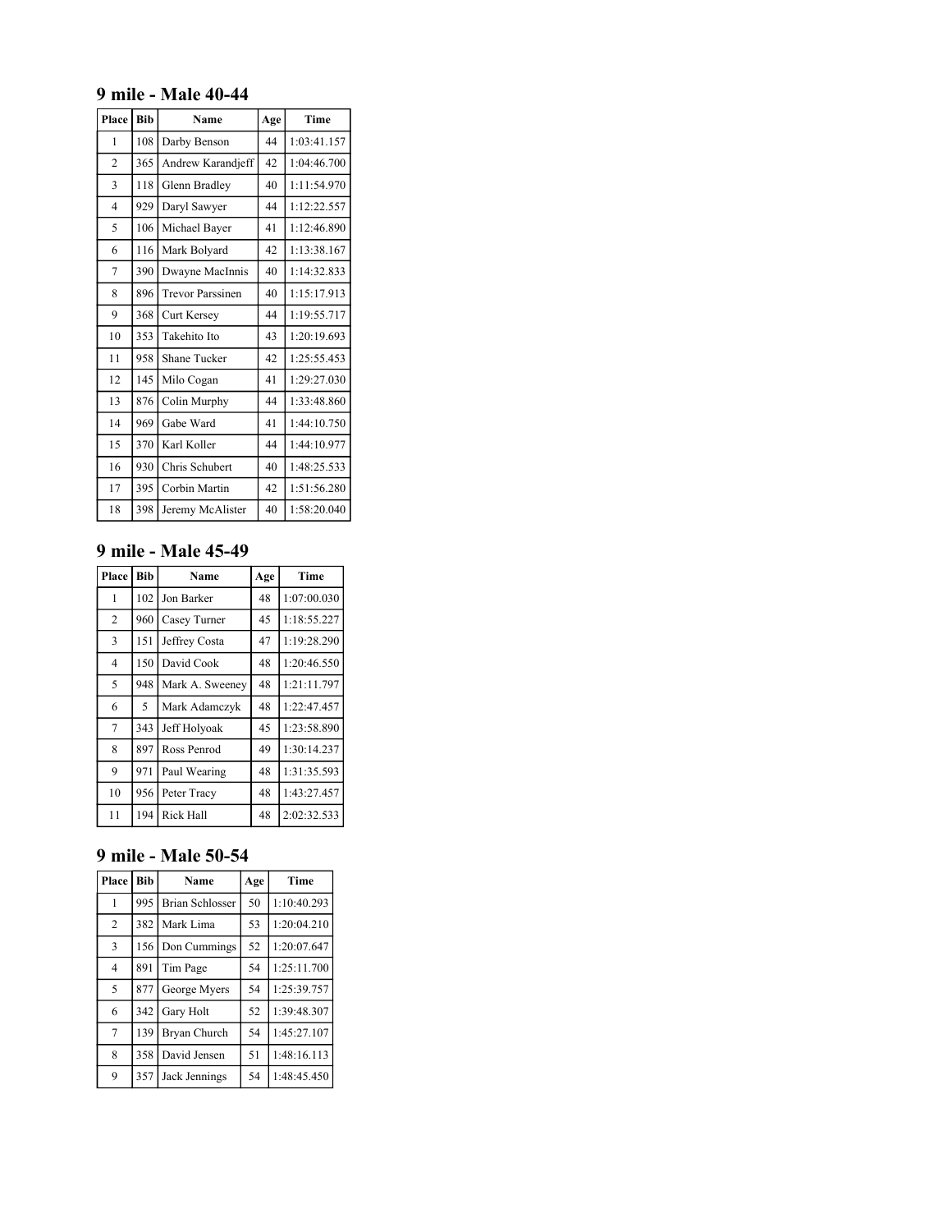## 9 mile - Male 40-44

| Place | Bib | Name | Age | Time |
|---|---|---|---|---|
| 1 | 108 | Darby Benson | 44 | 1:03:41.157 |
| 2 | 365 | Andrew Karandjeff | 42 | 1:04:46.700 |
| 3 | 118 | Glenn Bradley | 40 | 1:11:54.970 |
| 4 | 929 | Daryl Sawyer | 44 | 1:12:22.557 |
| 5 | 106 | Michael Bayer | 41 | 1:12:46.890 |
| 6 | 116 | Mark Bolyard | 42 | 1:13:38.167 |
| 7 | 390 | Dwayne MacInnis | 40 | 1:14:32.833 |
| 8 | 896 | Trevor Parssinen | 40 | 1:15:17.913 |
| 9 | 368 | Curt Kersey | 44 | 1:19:55.717 |
| 10 | 353 | Takehito Ito | 43 | 1:20:19.693 |
| 11 | 958 | Shane Tucker | 42 | 1:25:55.453 |
| 12 | 145 | Milo Cogan | 41 | 1:29:27.030 |
| 13 | 876 | Colin Murphy | 44 | 1:33:48.860 |
| 14 | 969 | Gabe Ward | 41 | 1:44:10.750 |
| 15 | 370 | Karl Koller | 44 | 1:44:10.977 |
| 16 | 930 | Chris Schubert | 40 | 1:48:25.533 |
| 17 | 395 | Corbin Martin | 42 | 1:51:56.280 |
| 18 | 398 | Jeremy McAlister | 40 | 1:58:20.040 |

## 9 mile - Male 45-49

| Place | Bib | Name | Age | Time |
|---|---|---|---|---|
| 1 | 102 | Jon Barker | 48 | 1:07:00.030 |
| 2 | 960 | Casey Turner | 45 | 1:18:55.227 |
| 3 | 151 | Jeffrey Costa | 47 | 1:19:28.290 |
| 4 | 150 | David Cook | 48 | 1:20:46.550 |
| 5 | 948 | Mark A. Sweeney | 48 | 1:21:11.797 |
| 6 | 5 | Mark Adamczyk | 48 | 1:22:47.457 |
| 7 | 343 | Jeff Holyoak | 45 | 1:23:58.890 |
| 8 | 897 | Ross Penrod | 49 | 1:30:14.237 |
| 9 | 971 | Paul Wearing | 48 | 1:31:35.593 |
| 10 | 956 | Peter Tracy | 48 | 1:43:27.457 |
| 11 | 194 | Rick Hall | 48 | 2:02:32.533 |

## 9 mile - Male 50-54

| Place | Bib | Name | Age | Time |
|---|---|---|---|---|
| 1 | 995 | Brian Schlosser | 50 | 1:10:40.293 |
| 2 | 382 | Mark Lima | 53 | 1:20:04.210 |
| 3 | 156 | Don Cummings | 52 | 1:20:07.647 |
| 4 | 891 | Tim Page | 54 | 1:25:11.700 |
| 5 | 877 | George Myers | 54 | 1:25:39.757 |
| 6 | 342 | Gary Holt | 52 | 1:39:48.307 |
| 7 | 139 | Bryan Church | 54 | 1:45:27.107 |
| 8 | 358 | David Jensen | 51 | 1:48:16.113 |
| 9 | 357 | Jack Jennings | 54 | 1:48:45.450 |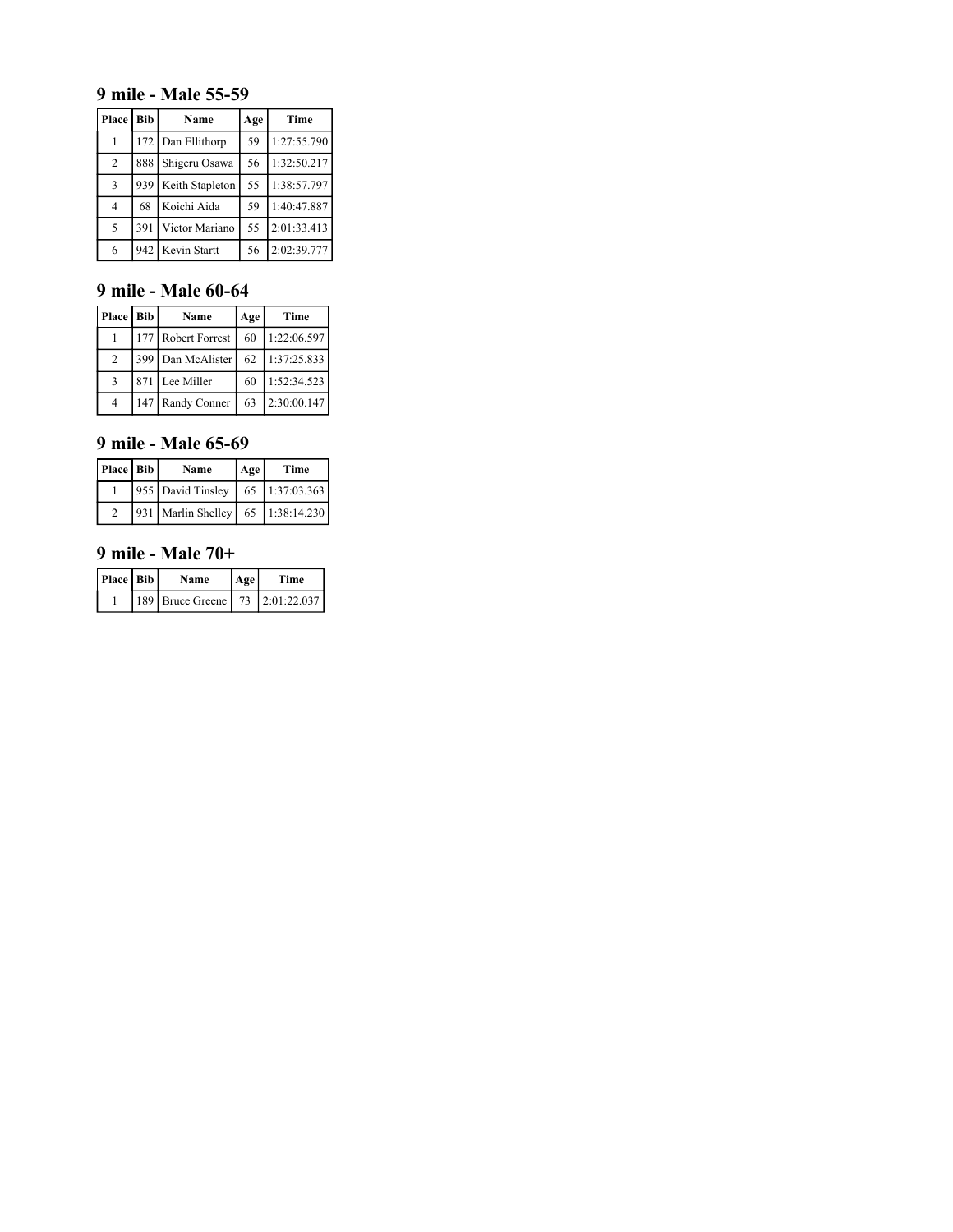## 9 mile - Male 55-59

| Place | Bib | Name | Age | Time |
|---|---|---|---|---|
| 1 | 172 | Dan Ellithorp | 59 | 1:27:55.790 |
| 2 | 888 | Shigeru Osawa | 56 | 1:32:50.217 |
| 3 | 939 | Keith Stapleton | 55 | 1:38:57.797 |
| 4 | 68 | Koichi Aida | 59 | 1:40:47.887 |
| 5 | 391 | Victor Mariano | 55 | 2:01:33.413 |
| 6 | 942 | Kevin Startt | 56 | 2:02:39.777 |

## 9 mile - Male 60-64

| Place | Bib | Name | Age | Time |
|---|---|---|---|---|
| 1 | 177 | Robert Forrest | 60 | 1:22:06.597 |
| 2 | 399 | Dan McAlister | 62 | 1:37:25.833 |
| 3 | 871 | Lee Miller | 60 | 1:52:34.523 |
| 4 | 147 | Randy Conner | 63 | 2:30:00.147 |

## 9 mile - Male 65-69

| Place | Bib | Name | Age | Time |
|---|---|---|---|---|
| 1 | 955 | David Tinsley | 65 | 1:37:03.363 |
| 2 | 931 | Marlin Shelley | 65 | 1:38:14.230 |

## 9 mile - Male 70+

| Place | Bib | Name | Age | Time |
|---|---|---|---|---|
| 1 | 189 | Bruce Greene | 73 | 2:01:22.037 |